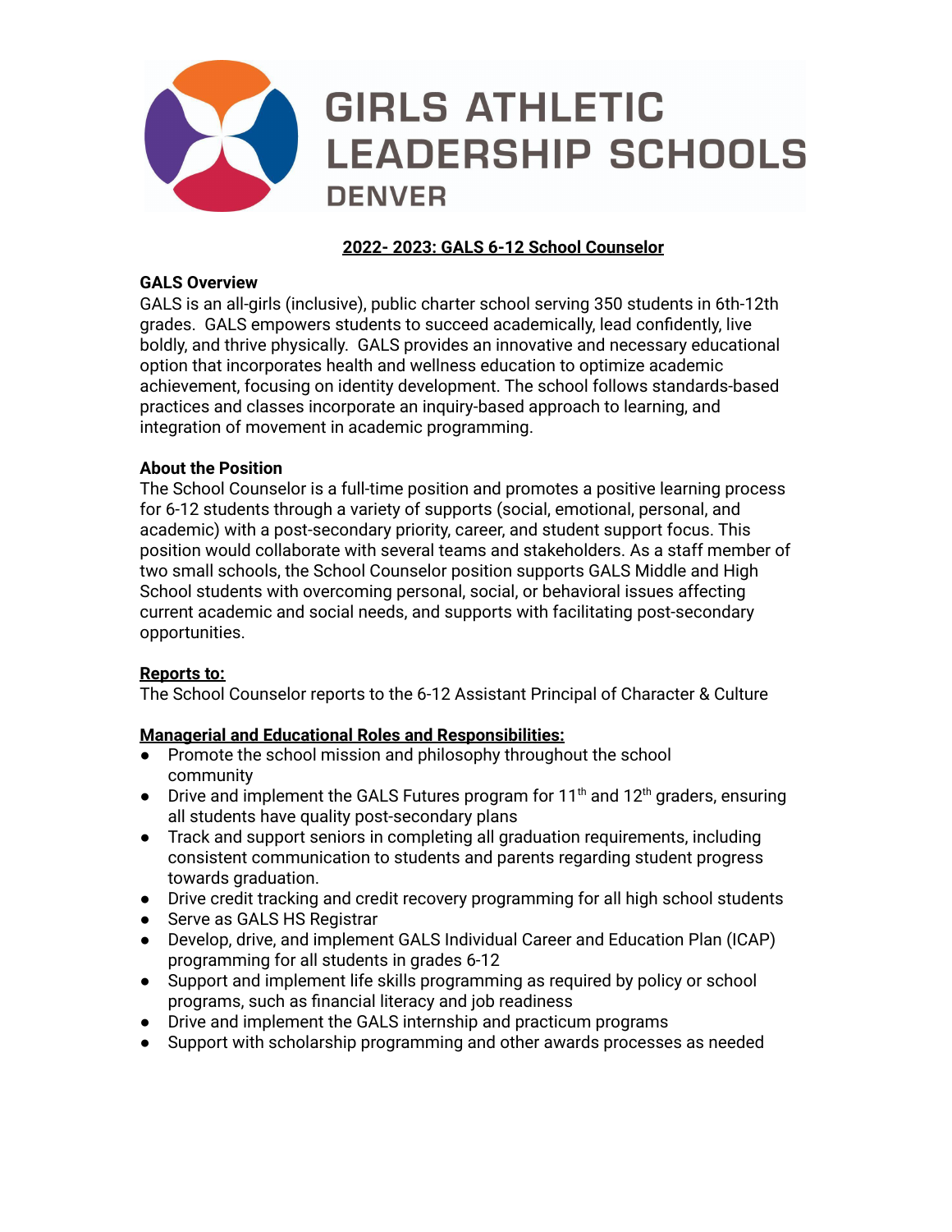# GIRLS ATHLETIC LEADERSHIP SCHOOLS DENVER

## 2022- 2023: GALS 6-12 School Counselor

**GALS Overview**

GALS is an all-girls (inclusive), public charter school serving 350 students in 6th-12th grades. GALS empowers students to succeed academically, lead confidently, live boldly, and thrive physically. GALS provides an innovative and necessary educational option that incorporates health and wellness education to optimize academic achievement, focusing on identity development. The school follows standards-based practices and classes incorporate an inquiry-based approach to learning, and integration of movement in academic programming.

**About the Position**

The School Counselor is a full-time position and promotes a positive learning process for 6-12 students through a variety of supports (social, emotional, personal, and academic) with a post-secondary priority, career, and student support focus. This position would collaborate with several teams and stakeholders. As a staff member of two small schools, the School Counselor position supports GALS Middle and High School students with overcoming personal, social, or behavioral issues affecting current academic and social needs, and supports with facilitating post-secondary opportunities.

**Reports to:**

The School Counselor reports to the 6-12 Assistant Principal of Character & Culture

**Managerial and Educational Roles and Responsibilities:**

- Promote the school mission and philosophy throughout the school community
- Drive and implement the GALS Futures program for 11th and 12th graders, ensuring all students have quality post-secondary plans
- Track and support seniors in completing all graduation requirements, including consistent communication to students and parents regarding student progress towards graduation.
- Drive credit tracking and credit recovery programming for all high school students
- Serve as GALS HS Registrar
- Develop, drive, and implement GALS Individual Career and Education Plan (ICAP) programming for all students in grades 6-12
- Support and implement life skills programming as required by policy or school programs, such as financial literacy and job readiness
- Drive and implement the GALS internship and practicum programs
- Support with scholarship programming and other awards processes as needed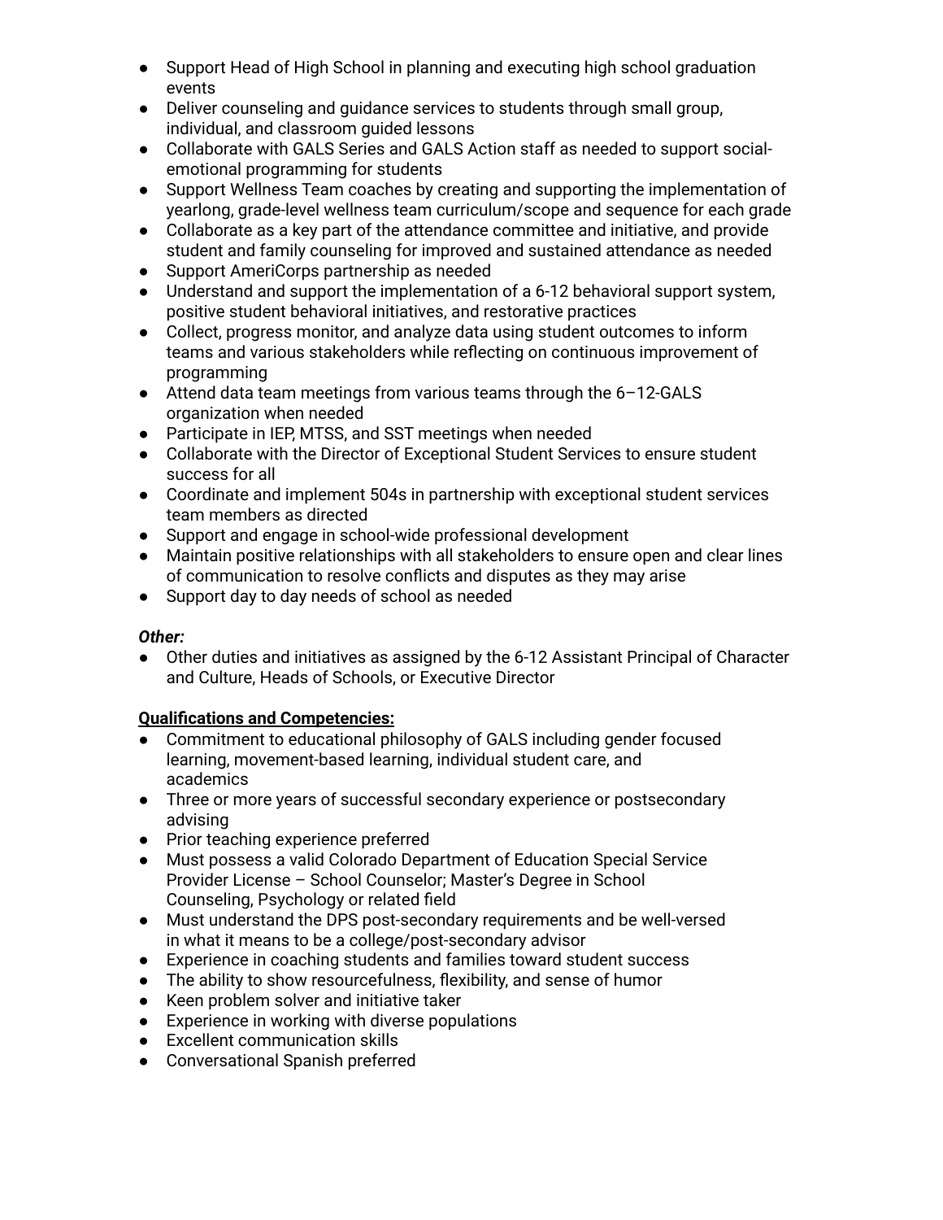- Support Head of High School in planning and executing high school graduation events
- Deliver counseling and guidance services to students through small group, individual, and classroom guided lessons
- Collaborate with GALS Series and GALS Action staff as needed to support social-emotional programming for students
- Support Wellness Team coaches by creating and supporting the implementation of yearlong, grade-level wellness team curriculum/scope and sequence for each grade
- Collaborate as a key part of the attendance committee and initiative, and provide student and family counseling for improved and sustained attendance as needed
- Support AmeriCorps partnership as needed
- Understand and support the implementation of a 6-12 behavioral support system, positive student behavioral initiatives, and restorative practices
- Collect, progress monitor, and analyze data using student outcomes to inform teams and various stakeholders while reflecting on continuous improvement of programming
- Attend data team meetings from various teams through the 6–12-GALS organization when needed
- Participate in IEP, MTSS, and SST meetings when needed
- Collaborate with the Director of Exceptional Student Services to ensure student success for all
- Coordinate and implement 504s in partnership with exceptional student services team members as directed
- Support and engage in school-wide professional development
- Maintain positive relationships with all stakeholders to ensure open and clear lines of communication to resolve conflicts and disputes as they may arise
- Support day to day needs of school as needed

***Other:***

- Other duties and initiatives as assigned by the 6-12 Assistant Principal of Character and Culture, Heads of Schools, or Executive Director

**Qualifications and Competencies:**

- Commitment to educational philosophy of GALS including gender focused learning, movement-based learning, individual student care, and academics
- Three or more years of successful secondary experience or postsecondary advising
- Prior teaching experience preferred
- Must possess a valid Colorado Department of Education Special Service Provider License – School Counselor; Master's Degree in School Counseling, Psychology or related field
- Must understand the DPS post-secondary requirements and be well-versed in what it means to be a college/post-secondary advisor
- Experience in coaching students and families toward student success
- The ability to show resourcefulness, flexibility, and sense of humor
- Keen problem solver and initiative taker
- Experience in working with diverse populations
- Excellent communication skills
- Conversational Spanish preferred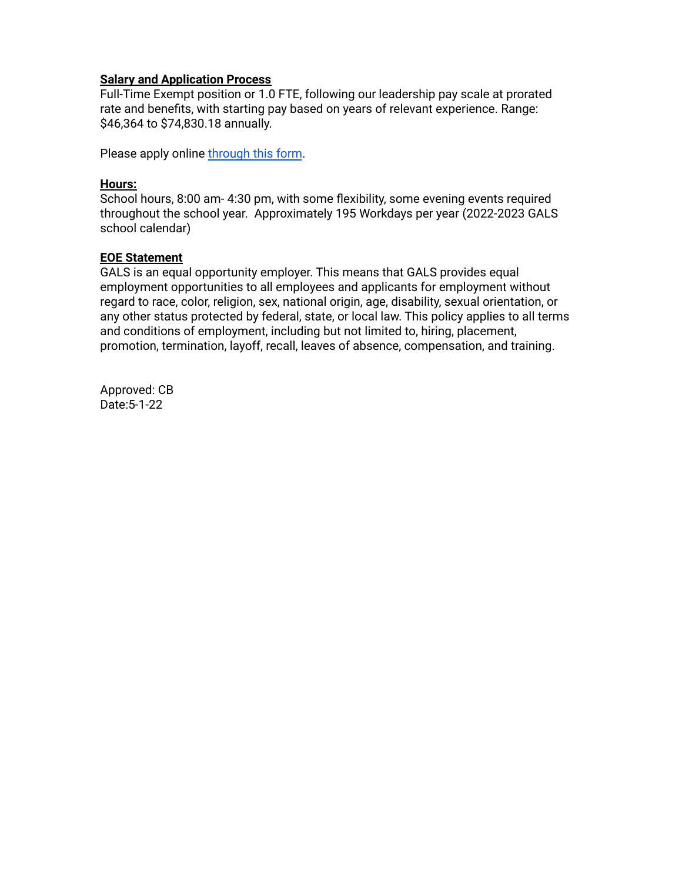**Salary and Application Process**
Full-Time Exempt position or 1.0 FTE, following our leadership pay scale at prorated rate and benefits, with starting pay based on years of relevant experience. Range: $46,364 to $74,830.18 annually.

Please apply online through this form.

**Hours:**
School hours, 8:00 am- 4:30 pm, with some flexibility, some evening events required throughout the school year. Approximately 195 Workdays per year (2022-2023 GALS school calendar)

**EOE Statement**
GALS is an equal opportunity employer. This means that GALS provides equal employment opportunities to all employees and applicants for employment without regard to race, color, religion, sex, national origin, age, disability, sexual orientation, or any other status protected by federal, state, or local law. This policy applies to all terms and conditions of employment, including but not limited to, hiring, placement, promotion, termination, layoff, recall, leaves of absence, compensation, and training.

Approved: CB
Date:5-1-22